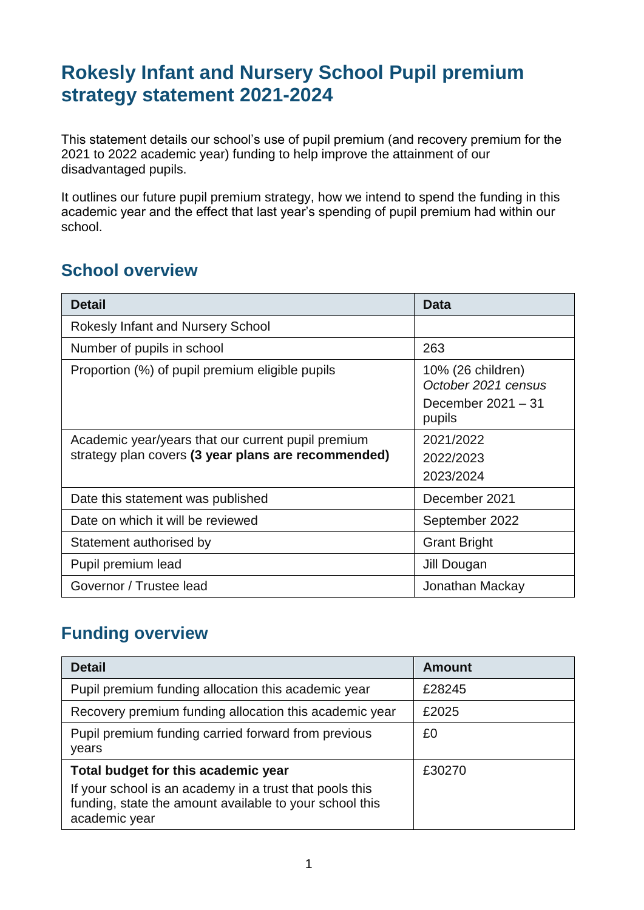# Rokesly Infant and Nursery School Pupil premium strategy statement 2021-2024

This statement details our school's use of pupil premium (and recovery premium for the 2021 to 2022 academic year) funding to help improve the attainment of our disadvantaged pupils.

It outlines our future pupil premium strategy, how we intend to spend the funding in this academic year and the effect that last year's spending of pupil premium had within our school.

## School overview

| Detail | Data |
|---|---|
| Rokesly Infant and Nursery School | |
| Number of pupils in school | 263 |
| Proportion (%) of pupil premium eligible pupils | 10% (26 children) *October 2021 census*<br>December 2021 – 31 pupils |
| Academic year/years that our current pupil premium strategy plan covers **(3 year plans are recommended)** | 2021/2022<br>2022/2023<br>2023/2024 |
| Date this statement was published | December 2021 |
| Date on which it will be reviewed | September 2022 |
| Statement authorised by | Grant Bright |
| Pupil premium lead | Jill Dougan |
| Governor / Trustee lead | Jonathan Mackay |

## Funding overview

| Detail | Amount |
|---|---|
| Pupil premium funding allocation this academic year | £28245 |
| Recovery premium funding allocation this academic year | £2025 |
| Pupil premium funding carried forward from previous years | £0 |
| **Total budget for this academic year**<br>If your school is an academy in a trust that pools this funding, state the amount available to your school this academic year | £30270 |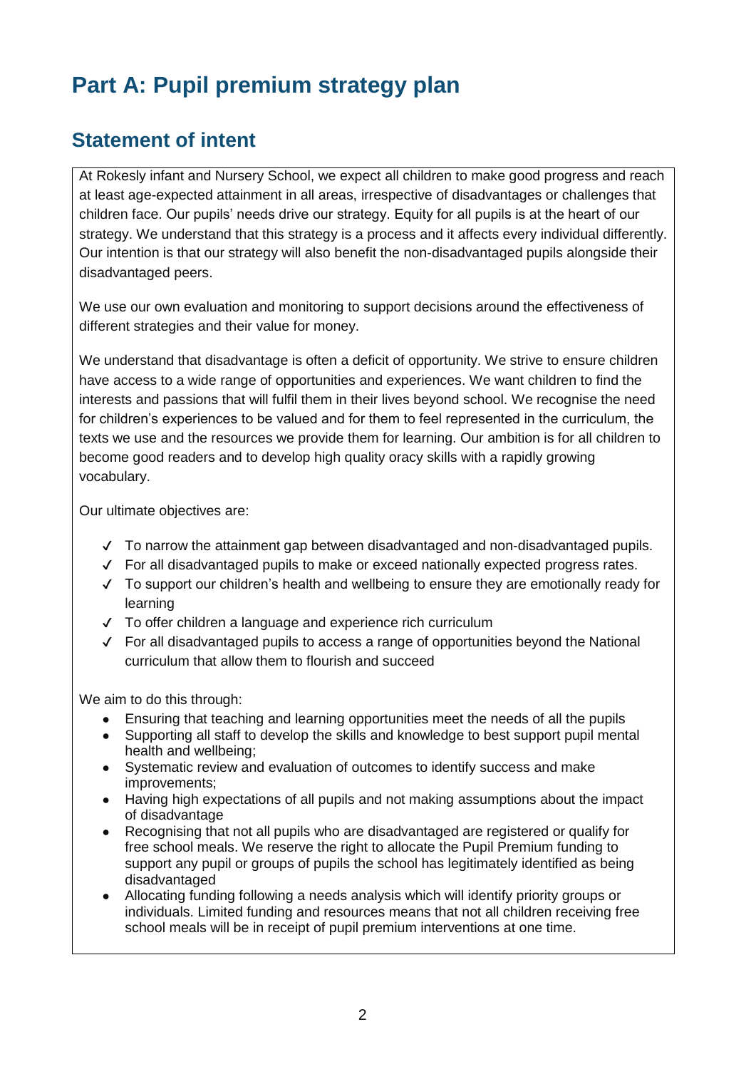# Part A: Pupil premium strategy plan

## Statement of intent

At Rokesly infant and Nursery School, we expect all children to make good progress and reach at least age-expected attainment in all areas, irrespective of disadvantages or challenges that children face. Our pupils' needs drive our strategy. Equity for all pupils is at the heart of our strategy. We understand that this strategy is a process and it affects every individual differently. Our intention is that our strategy will also benefit the non-disadvantaged pupils alongside their disadvantaged peers.

We use our own evaluation and monitoring to support decisions around the effectiveness of different strategies and their value for money.

We understand that disadvantage is often a deficit of opportunity. We strive to ensure children have access to a wide range of opportunities and experiences. We want children to find the interests and passions that will fulfil them in their lives beyond school. We recognise the need for children's experiences to be valued and for them to feel represented in the curriculum, the texts we use and the resources we provide them for learning. Our ambition is for all children to become good readers and to develop high quality oracy skills with a rapidly growing vocabulary.

Our ultimate objectives are:

- ✓ To narrow the attainment gap between disadvantaged and non-disadvantaged pupils.
- ✓ For all disadvantaged pupils to make or exceed nationally expected progress rates.
- ✓ To support our children's health and wellbeing to ensure they are emotionally ready for learning
- ✓ To offer children a language and experience rich curriculum
- ✓ For all disadvantaged pupils to access a range of opportunities beyond the National curriculum that allow them to flourish and succeed

We aim to do this through:

- Ensuring that teaching and learning opportunities meet the needs of all the pupils
- Supporting all staff to develop the skills and knowledge to best support pupil mental health and wellbeing;
- Systematic review and evaluation of outcomes to identify success and make improvements;
- Having high expectations of all pupils and not making assumptions about the impact of disadvantage
- Recognising that not all pupils who are disadvantaged are registered or qualify for free school meals. We reserve the right to allocate the Pupil Premium funding to support any pupil or groups of pupils the school has legitimately identified as being disadvantaged
- Allocating funding following a needs analysis which will identify priority groups or individuals. Limited funding and resources means that not all children receiving free school meals will be in receipt of pupil premium interventions at one time.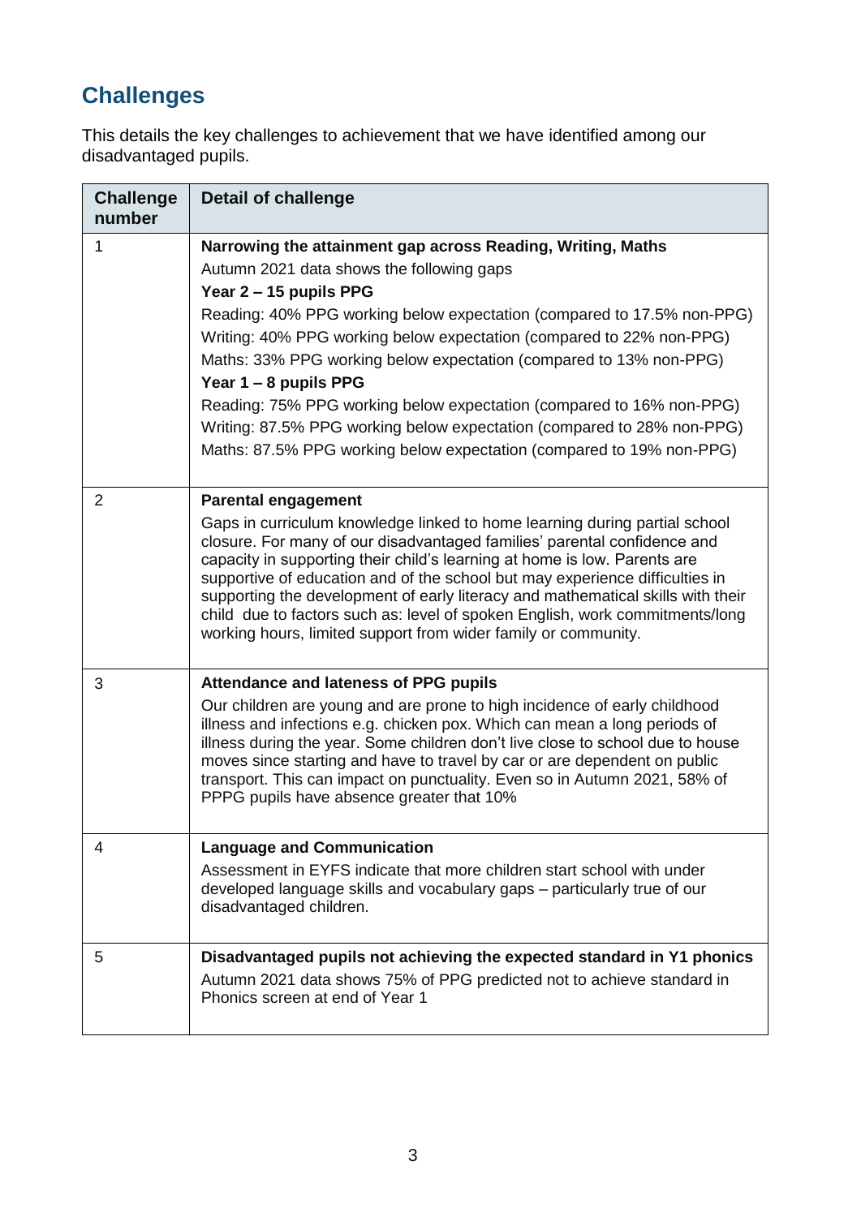## Challenges

This details the key challenges to achievement that we have identified among our disadvantaged pupils.

| Challenge number | Detail of challenge |
|---|---|
| 1 | **Narrowing the attainment gap across Reading, Writing, Maths**<br>Autumn 2021 data shows the following gaps<br>**Year 2 – 15 pupils PPG**<br>Reading: 40% PPG working below expectation (compared to 17.5% non-PPG)<br>Writing: 40% PPG working below expectation (compared to 22% non-PPG)<br>Maths: 33% PPG working below expectation (compared to 13% non-PPG)<br>**Year 1 – 8 pupils PPG**<br>Reading: 75% PPG working below expectation (compared to 16% non-PPG)<br>Writing: 87.5% PPG working below expectation (compared to 28% non-PPG)<br>Maths: 87.5% PPG working below expectation (compared to 19% non-PPG) |
| 2 | **Parental engagement**<br>Gaps in curriculum knowledge linked to home learning during partial school closure. For many of our disadvantaged families' parental confidence and capacity in supporting their child's learning at home is low. Parents are supportive of education and of the school but may experience difficulties in supporting the development of early literacy and mathematical skills with their child due to factors such as: level of spoken English, work commitments/long working hours, limited support from wider family or community. |
| 3 | **Attendance and lateness of PPG pupils**<br>Our children are young and are prone to high incidence of early childhood illness and infections e.g. chicken pox. Which can mean a long periods of illness during the year. Some children don't live close to school due to house moves since starting and have to travel by car or are dependent on public transport. This can impact on punctuality. Even so in Autumn 2021, 58% of PPPG pupils have absence greater that 10% |
| 4 | **Language and Communication**<br>Assessment in EYFS indicate that more children start school with under developed language skills and vocabulary gaps – particularly true of our disadvantaged children. |
| 5 | **Disadvantaged pupils not achieving the expected standard in Y1 phonics**<br>Autumn 2021 data shows 75% of PPG predicted not to achieve standard in Phonics screen at end of Year 1 |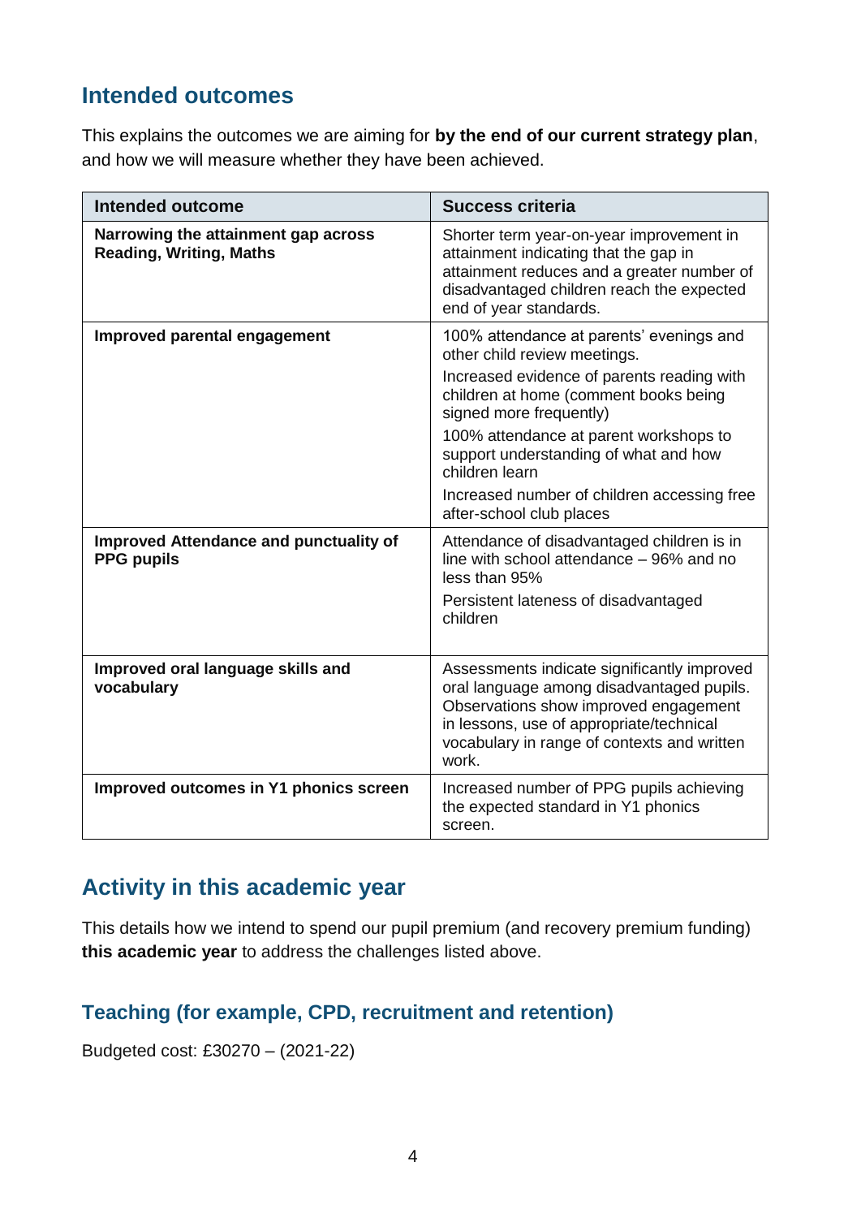## Intended outcomes

This explains the outcomes we are aiming for **by the end of our current strategy plan**, and how we will measure whether they have been achieved.

| Intended outcome | Success criteria |
| --- | --- |
| **Narrowing the attainment gap across Reading, Writing, Maths** | Shorter term year-on-year improvement in attainment indicating that the gap in attainment reduces and a greater number of disadvantaged children reach the expected end of year standards. |
| **Improved parental engagement** | 100% attendance at parents' evenings and other child review meetings.<br>Increased evidence of parents reading with children at home (comment books being signed more frequently)<br>100% attendance at parent workshops to support understanding of what and how children learn<br>Increased number of children accessing free after-school club places |
| **Improved Attendance and punctuality of PPG pupils** | Attendance of disadvantaged children is in line with school attendance – 96% and no less than 95%<br>Persistent lateness of disadvantaged children |
| **Improved oral language skills and vocabulary** | Assessments indicate significantly improved oral language among disadvantaged pupils. Observations show improved engagement in lessons, use of appropriate/technical vocabulary in range of contexts and written work. |
| **Improved outcomes in Y1 phonics screen** | Increased number of PPG pupils achieving the expected standard in Y1 phonics screen. |

## Activity in this academic year

This details how we intend to spend our pupil premium (and recovery premium funding) **this academic year** to address the challenges listed above.

### Teaching (for example, CPD, recruitment and retention)

Budgeted cost: £30270 – (2021-22)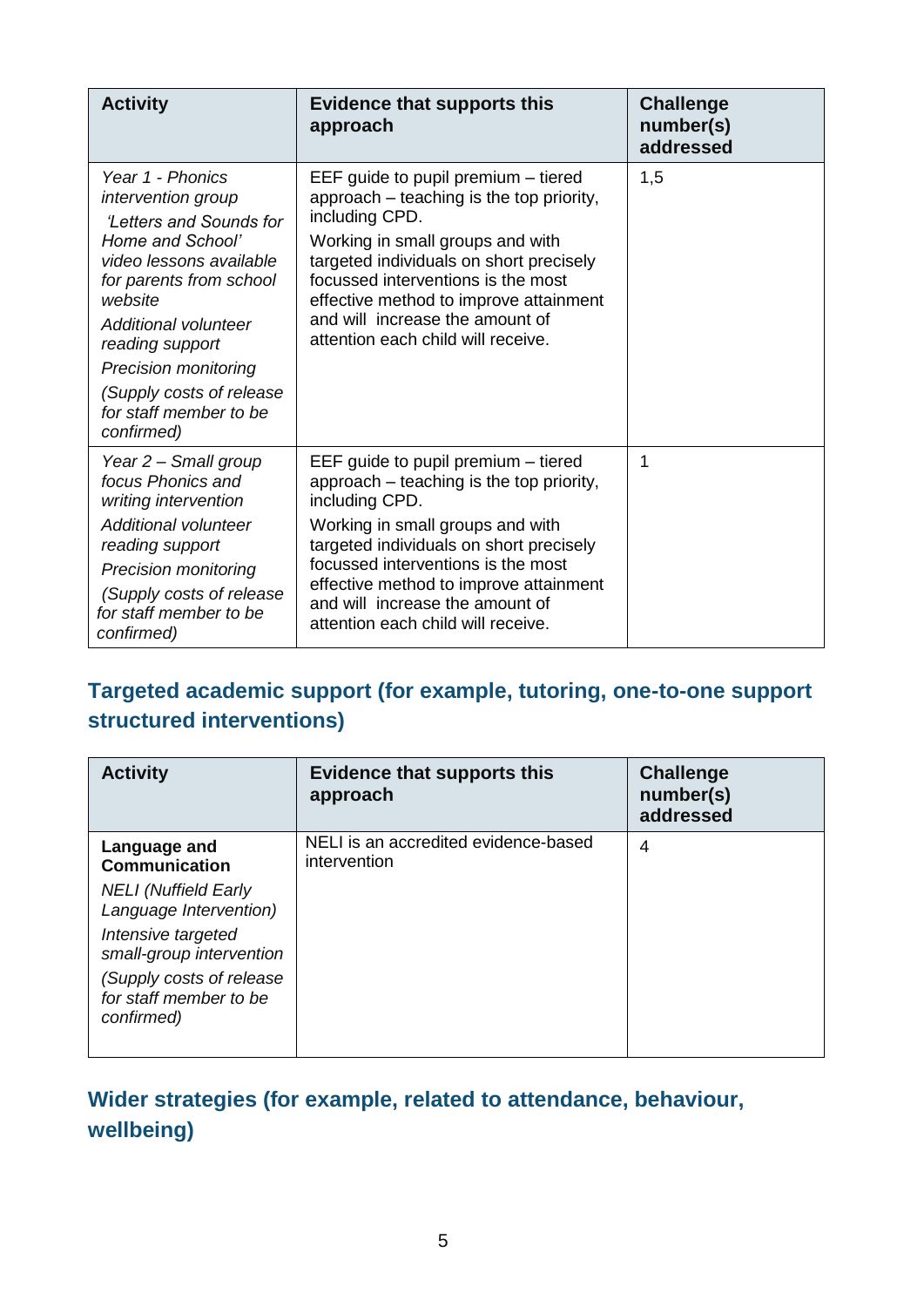| Activity | Evidence that supports this approach | Challenge number(s) addressed |
|---|---|---|
| *Year 1 - Phonics intervention group* *'Letters and Sounds for Home and School' video lessons available for parents from school website* *Additional volunteer reading support* *Precision monitoring* *(Supply costs of release for staff member to be confirmed)* | EEF guide to pupil premium – tiered approach – teaching is the top priority, including CPD. Working in small groups and with targeted individuals on short precisely focussed interventions is the most effective method to improve attainment and will increase the amount of attention each child will receive. | 1,5 |
| *Year 2 – Small group focus Phonics and writing intervention* *Additional volunteer reading support* *Precision monitoring* *(Supply costs of release for staff member to be confirmed)* | EEF guide to pupil premium – tiered approach – teaching is the top priority, including CPD. Working in small groups and with targeted individuals on short precisely focussed interventions is the most effective method to improve attainment and will increase the amount of attention each child will receive. | 1 |

## Targeted academic support (for example, tutoring, one-to-one support structured interventions)

| Activity | Evidence that supports this approach | Challenge number(s) addressed |
|---|---|---|
| **Language and Communication** *NELI (Nuffield Early Language Intervention)* *Intensive targeted small-group intervention* *(Supply costs of release for staff member to be confirmed)* | NELI is an accredited evidence-based intervention | 4 |

## Wider strategies (for example, related to attendance, behaviour, wellbeing)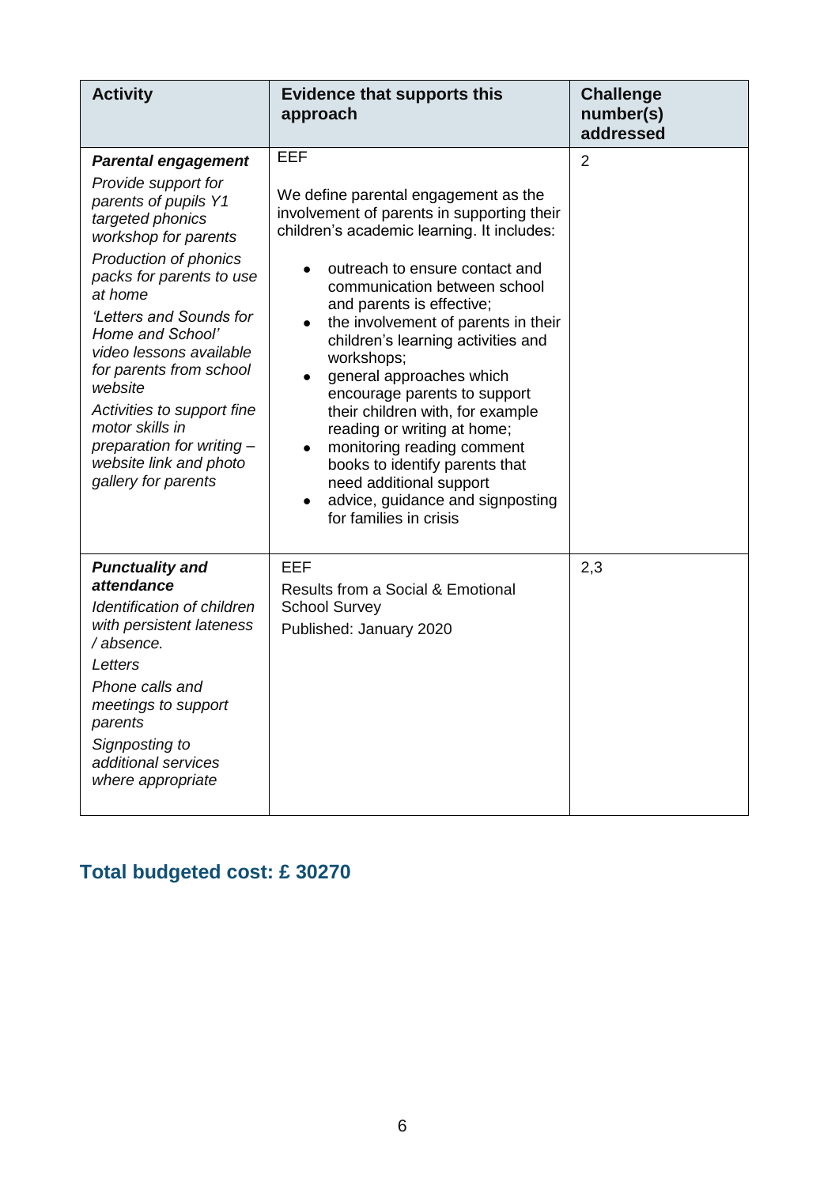| Activity | Evidence that supports this approach | Challenge number(s) addressed |
|---|---|---|
| ***Parental engagement*** <br> *Provide support for parents of pupils Y1 targeted phonics workshop for parents* <br> *Production of phonics packs for parents to use at home* <br> *'Letters and Sounds for Home and School' video lessons available for parents from school website* <br> *Activities to support fine motor skills in preparation for writing – website link and photo gallery for parents* | EEF <br><br> We define parental engagement as the involvement of parents in supporting their children's academic learning. It includes: <br> • outreach to ensure contact and communication between school and parents is effective; <br> • the involvement of parents in their children's learning activities and workshops; <br> • general approaches which encourage parents to support their children with, for example reading or writing at home; <br> • monitoring reading comment books to identify parents that need additional support <br> • advice, guidance and signposting for families in crisis | 2 |
| ***Punctuality and attendance*** <br> *Identification of children with persistent lateness / absence.* <br> *Letters* <br> *Phone calls and meetings to support parents* <br> *Signposting to additional services where appropriate* | EEF <br> Results from a Social & Emotional School Survey <br> Published: January 2020 | 2,3 |

## Total budgeted cost: £ 30270